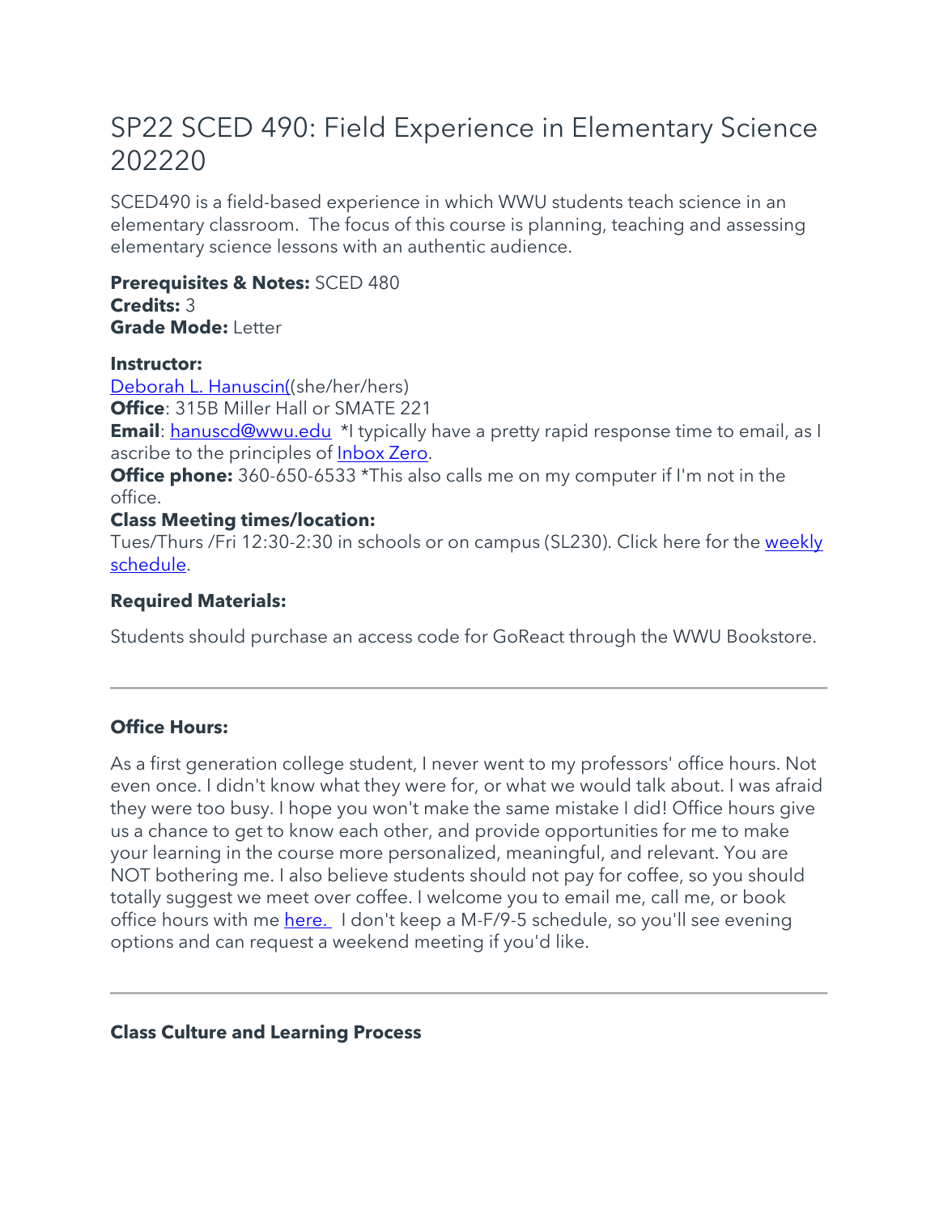# SP22 SCED 490: Field Experience in Elementary Science 202220

SCED490 is a field-based experience in which WWU students teach science in an elementary classroom. The focus of this course is planning, teaching and assessing elementary science lessons with an authentic audience.

**Prerequisites & Notes:** SCED 480
**Credits:** 3
**Grade Mode:** Letter

**Instructor:**
Deborah L. Hanuscin((she/her/hers)
**Office**: 315B Miller Hall or SMATE 221
**Email**: hanuscd@wwu.edu *I typically have a pretty rapid response time to email, as I ascribe to the principles of Inbox Zero.
**Office phone:** 360-650-6533 *This also calls me on my computer if I'm not in the office.
**Class Meeting times/location:**
Tues/Thurs /Fri 12:30-2:30 in schools or on campus (SL230). Click here for the weekly schedule.

**Required Materials:**

Students should purchase an access code for GoReact through the WWU Bookstore.

---

**Office Hours:**

As a first generation college student, I never went to my professors' office hours. Not even once. I didn't know what they were for, or what we would talk about. I was afraid they were too busy. I hope you won't make the same mistake I did! Office hours give us a chance to get to know each other, and provide opportunities for me to make your learning in the course more personalized, meaningful, and relevant. You are NOT bothering me. I also believe students should not pay for coffee, so you should totally suggest we meet over coffee. I welcome you to email me, call me, or book office hours with me here. I don't keep a M-F/9-5 schedule, so you'll see evening options and can request a weekend meeting if you'd like.

---

**Class Culture and Learning Process**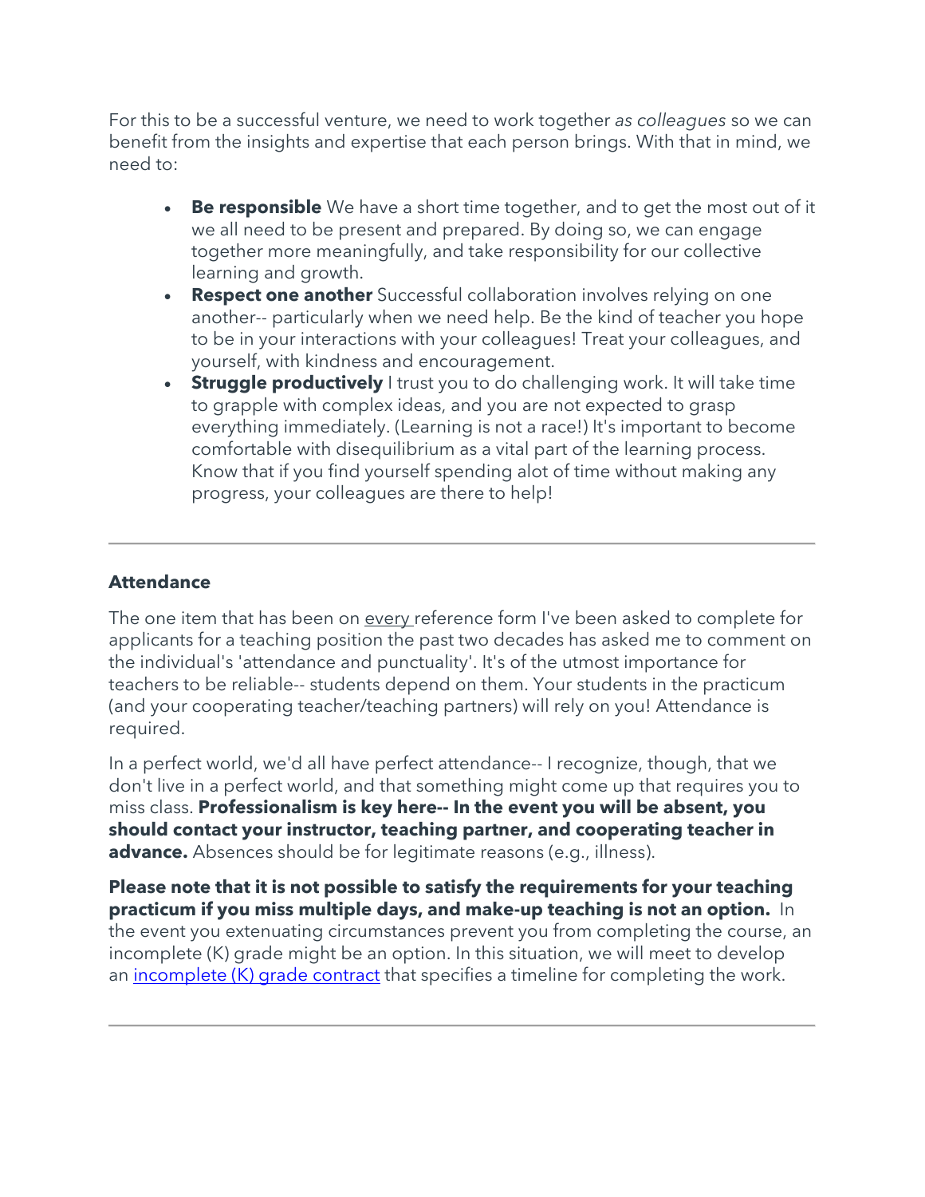For this to be a successful venture, we need to work together *as colleagues* so we can benefit from the insights and expertise that each person brings. With that in mind, we need to:

- **Be responsible** We have a short time together, and to get the most out of it we all need to be present and prepared. By doing so, we can engage together more meaningfully, and take responsibility for our collective learning and growth.
- **Respect one another** Successful collaboration involves relying on one another-- particularly when we need help. Be the kind of teacher you hope to be in your interactions with your colleagues! Treat your colleagues, and yourself, with kindness and encouragement.
- **Struggle productively** I trust you to do challenging work. It will take time to grapple with complex ideas, and you are not expected to grasp everything immediately. (Learning is not a race!) It's important to become comfortable with disequilibrium as a vital part of the learning process. Know that if you find yourself spending alot of time without making any progress, your colleagues are there to help!

---

**Attendance**

The one item that has been on <u>every</u> reference form I've been asked to complete for applicants for a teaching position the past two decades has asked me to comment on the individual's 'attendance and punctuality'. It's of the utmost importance for teachers to be reliable-- students depend on them. Your students in the practicum (and your cooperating teacher/teaching partners) will rely on you! Attendance is required.

In a perfect world, we'd all have perfect attendance-- I recognize, though, that we don't live in a perfect world, and that something might come up that requires you to miss class. **Professionalism is key here-- In the event you will be absent, you should contact your instructor, teaching partner, and cooperating teacher in advance.** Absences should be for legitimate reasons (e.g., illness).

**Please note that it is not possible to satisfy the requirements for your teaching practicum if you miss multiple days, and make-up teaching is not an option.** In the event you extenuating circumstances prevent you from completing the course, an incomplete (K) grade might be an option. In this situation, we will meet to develop an incomplete (K) grade contract that specifies a timeline for completing the work.

---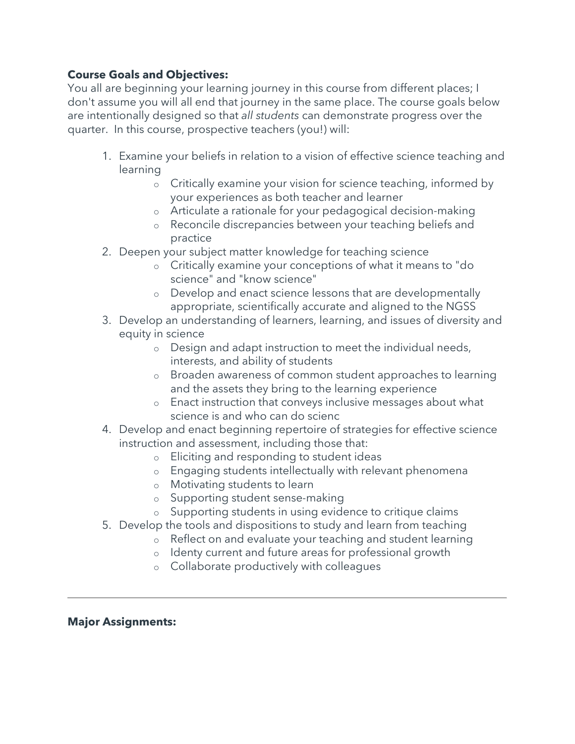**Course Goals and Objectives:**

You all are beginning your learning journey in this course from different places; I don't assume you will all end that journey in the same place. The course goals below are intentionally designed so that *all students* can demonstrate progress over the quarter. In this course, prospective teachers (you!) will:

1. Examine your beliefs in relation to a vision of effective science teaching and learning
   - Critically examine your vision for science teaching, informed by your experiences as both teacher and learner
   - Articulate a rationale for your pedagogical decision-making
   - Reconcile discrepancies between your teaching beliefs and practice
2. Deepen your subject matter knowledge for teaching science
   - Critically examine your conceptions of what it means to "do science" and "know science"
   - Develop and enact science lessons that are developmentally appropriate, scientifically accurate and aligned to the NGSS
3. Develop an understanding of learners, learning, and issues of diversity and equity in science
   - Design and adapt instruction to meet the individual needs, interests, and ability of students
   - Broaden awareness of common student approaches to learning and the assets they bring to the learning experience
   - Enact instruction that conveys inclusive messages about what science is and who can do scienc
4. Develop and enact beginning repertoire of strategies for effective science instruction and assessment, including those that:
   - Eliciting and responding to student ideas
   - Engaging students intellectually with relevant phenomena
   - Motivating students to learn
   - Supporting student sense-making
   - Supporting students in using evidence to critique claims
5. Develop the tools and dispositions to study and learn from teaching
   - Reflect on and evaluate your teaching and student learning
   - Identy current and future areas for professional growth
   - Collaborate productively with colleagues

---

**Major Assignments:**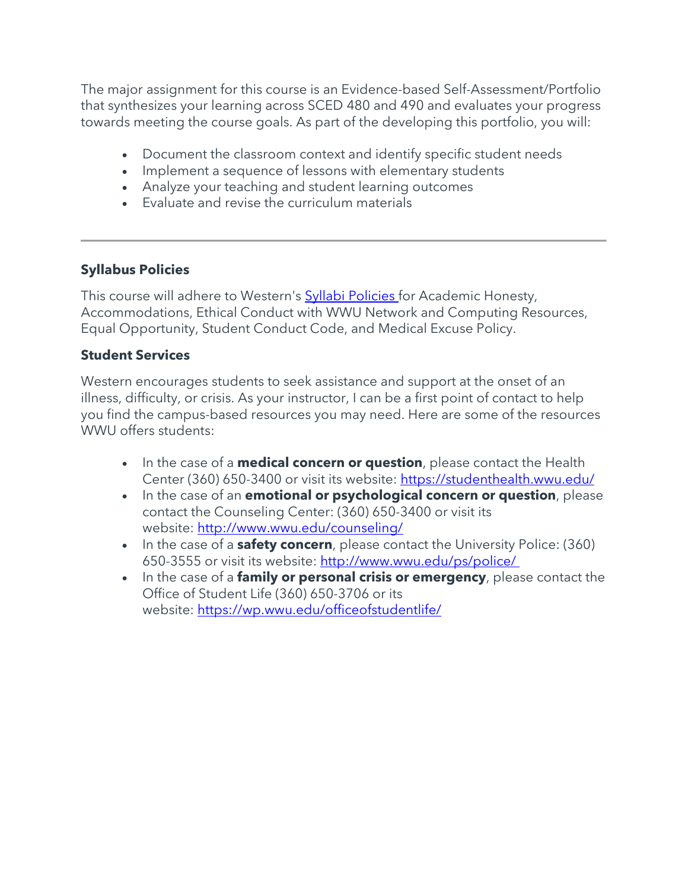The major assignment for this course is an Evidence-based Self-Assessment/Portfolio that synthesizes your learning across SCED 480 and 490 and evaluates your progress towards meeting the course goals. As part of the developing this portfolio, you will:

- Document the classroom context and identify specific student needs
- Implement a sequence of lessons with elementary students
- Analyze your teaching and student learning outcomes
- Evaluate and revise the curriculum materials

---

**Syllabus Policies**

This course will adhere to Western's [Syllabi Policies](#) for Academic Honesty, Accommodations, Ethical Conduct with WWU Network and Computing Resources, Equal Opportunity, Student Conduct Code, and Medical Excuse Policy.

**Student Services**

Western encourages students to seek assistance and support at the onset of an illness, difficulty, or crisis. As your instructor, I can be a first point of contact to help you find the campus-based resources you may need. Here are some of the resources WWU offers students:

- In the case of a **medical concern or question**, please contact the Health Center (360) 650-3400 or visit its website: [https://studenthealth.wwu.edu/](https://studenthealth.wwu.edu/)
- In the case of an **emotional or psychological concern or question**, please contact the Counseling Center: (360) 650-3400 or visit its website: [http://www.wwu.edu/counseling/](http://www.wwu.edu/counseling/)
- In the case of a **safety concern**, please contact the University Police: (360) 650-3555 or visit its website: [http://www.wwu.edu/ps/police/](http://www.wwu.edu/ps/police/)
- In the case of a **family or personal crisis or emergency**, please contact the Office of Student Life (360) 650-3706 or its website: [https://wp.wwu.edu/officeofstudentlife/](https://wp.wwu.edu/officeofstudentlife/)